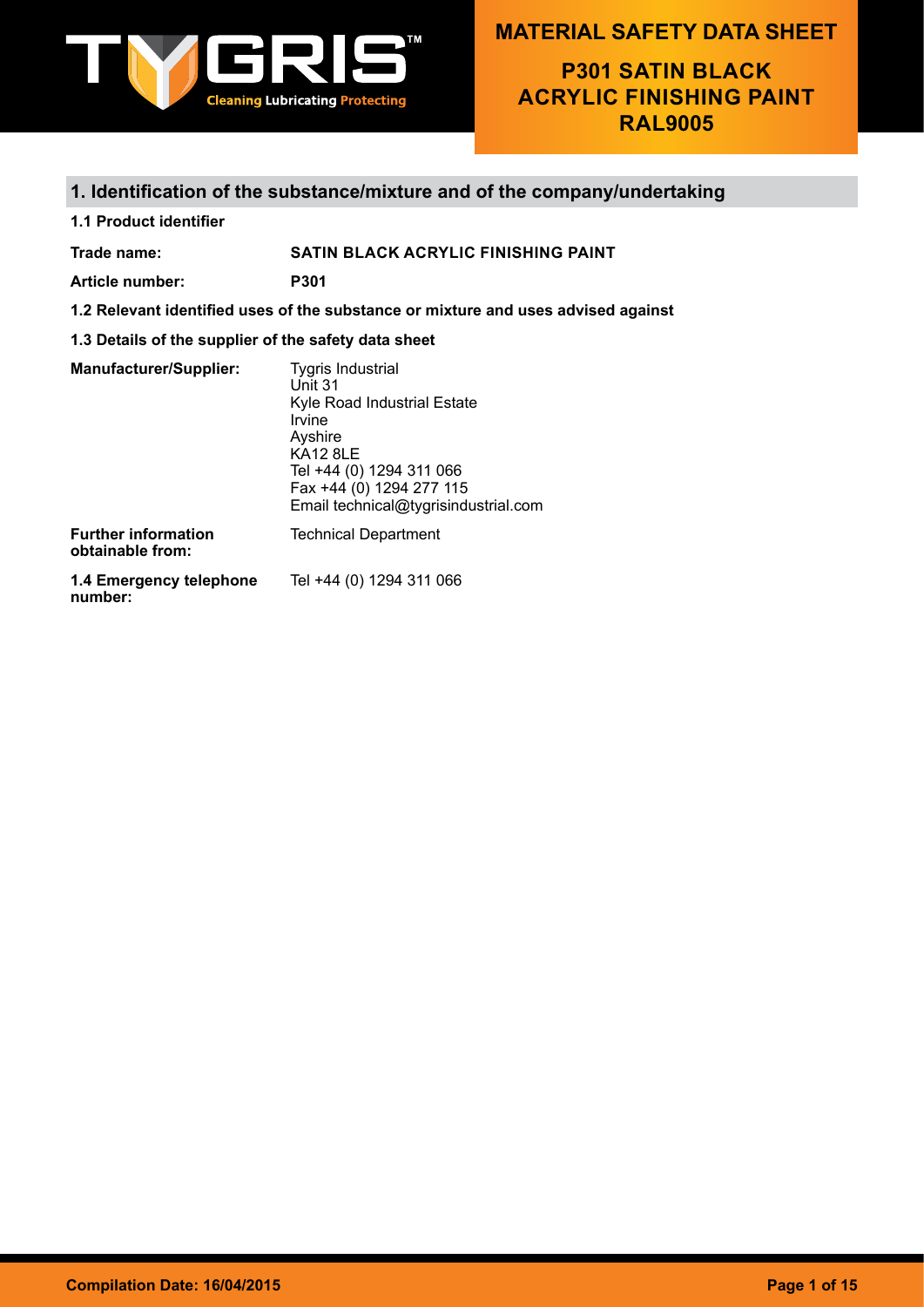# MATERIAL SAFETY DATA SHEET

## P301 SATIN BLACK ACRYLIC FINISHING PAINT RAL9005

## 1. Identification of the substance/mixture and of the company/undertaking

**1.1 Product identifier**

**Trade name:** **SATIN BLACK ACRYLIC FINISHING PAINT**

**Article number:** **P301**

**1.2 Relevant identified uses of the substance or mixture and uses advised against**

**1.3 Details of the supplier of the safety data sheet**

**Manufacturer/Supplier:**
Tygris Industrial
Unit 31
Kyle Road Industrial Estate
Irvine
Ayshire
KA12 8LE
Tel +44 (0) 1294 311 066
Fax +44 (0) 1294 277 115
Email technical@tygrisindustrial.com

**Further information obtainable from:** Technical Department

**1.4 Emergency telephone number:** Tel +44 (0) 1294 311 066

Compilation Date: 16/04/2015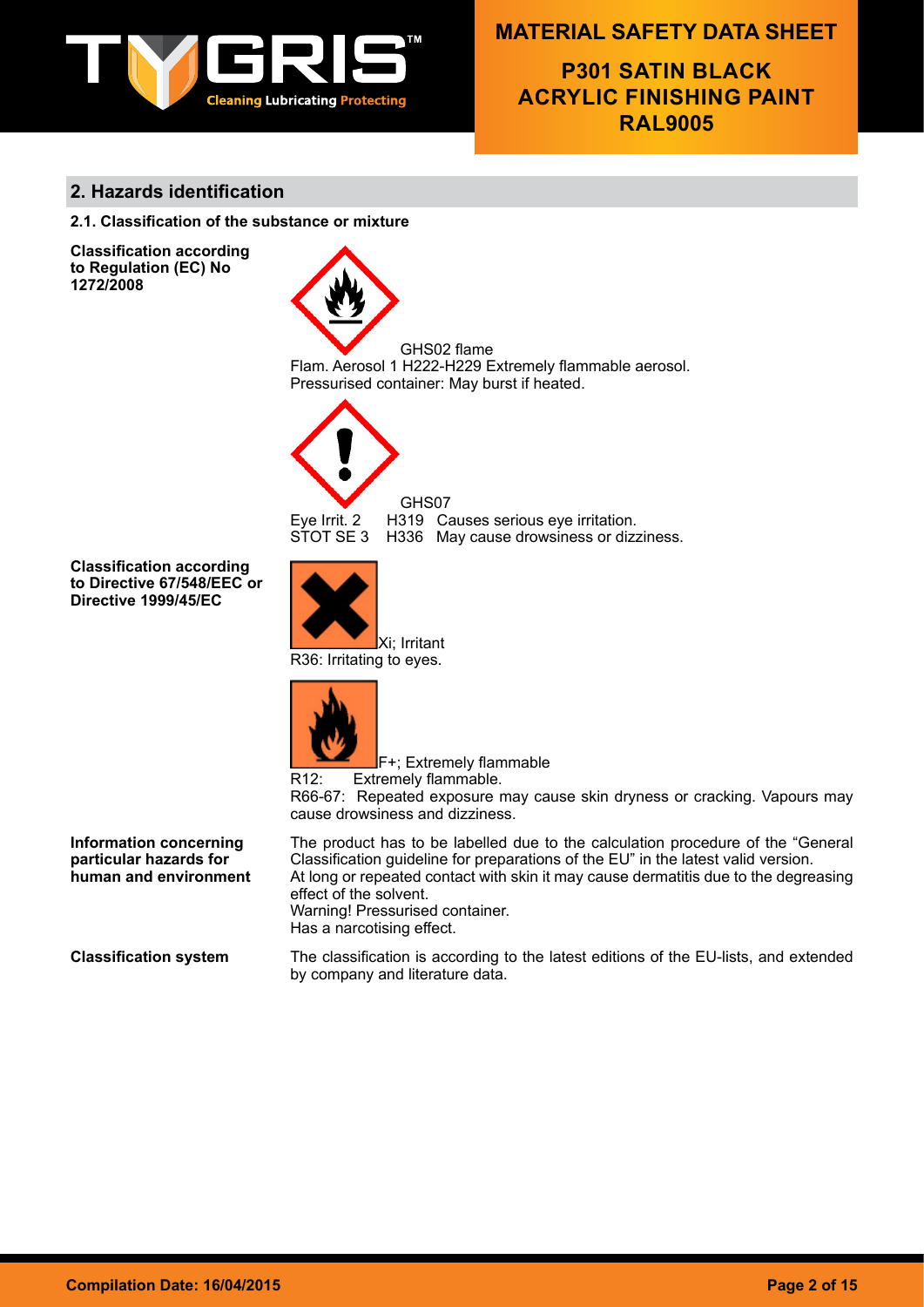## 2. Hazards identification

### 2.1. Classification of the substance or mixture

**Classification according to Regulation (EC) No 1272/2008**

GHS02 flame

Flam. Aerosol 1 H222-H229 Extremely flammable aerosol. Pressurised container: May burst if heated.

GHS07

Eye Irrit. 2 H319 Causes serious eye irritation.
STOT SE 3 H336 May cause drowsiness or dizziness.

**Classification according to Directive 67/548/EEC or Directive 1999/45/EC**

Xi; Irritant

R36: Irritating to eyes.

F+; Extremely flammable

R12: Extremely flammable.

R66-67: Repeated exposure may cause skin dryness or cracking. Vapours may cause drowsiness and dizziness.

**Information concerning particular hazards for human and environment**

The product has to be labelled due to the calculation procedure of the "General Classification guideline for preparations of the EU" in the latest valid version.
At long or repeated contact with skin it may cause dermatitis due to the degreasing effect of the solvent.
Warning! Pressurised container.
Has a narcotising effect.

**Classification system**

The classification is according to the latest editions of the EU-lists, and extended by company and literature data.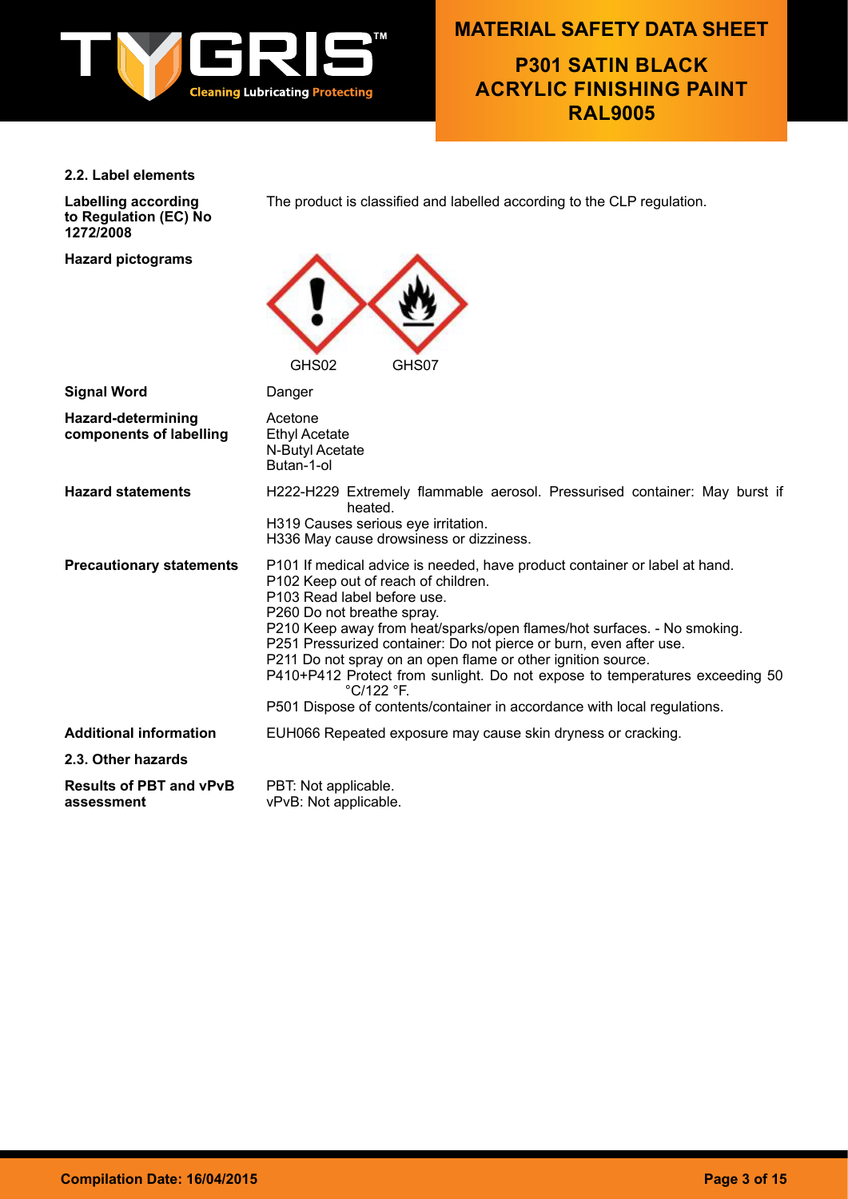#### 2.2. Label elements

| | |
|---|---|
| **Labelling according to Regulation (EC) No 1272/2008** | The product is classified and labelled according to the CLP regulation. |
| **Hazard pictograms** | GHS02 GHS07 |
| **Signal Word** | Danger |
| **Hazard-determining components of labelling** | Acetone<br>Ethyl Acetate<br>N-Butyl Acetate<br>Butan-1-ol |
| **Hazard statements** | H222-H229 Extremely flammable aerosol. Pressurised container: May burst if heated.<br>H319 Causes serious eye irritation.<br>H336 May cause drowsiness or dizziness. |
| **Precautionary statements** | P101 If medical advice is needed, have product container or label at hand.<br>P102 Keep out of reach of children.<br>P103 Read label before use.<br>P260 Do not breathe spray.<br>P210 Keep away from heat/sparks/open flames/hot surfaces. - No smoking.<br>P251 Pressurized container: Do not pierce or burn, even after use.<br>P211 Do not spray on an open flame or other ignition source.<br>P410+P412 Protect from sunlight. Do not expose to temperatures exceeding 50 °C/122 °F.<br>P501 Dispose of contents/container in accordance with local regulations. |
| **Additional information** | EUH066 Repeated exposure may cause skin dryness or cracking. |

#### 2.3. Other hazards

| | |
|---|---|
| **Results of PBT and vPvB assessment** | PBT: Not applicable.<br>vPvB: Not applicable. |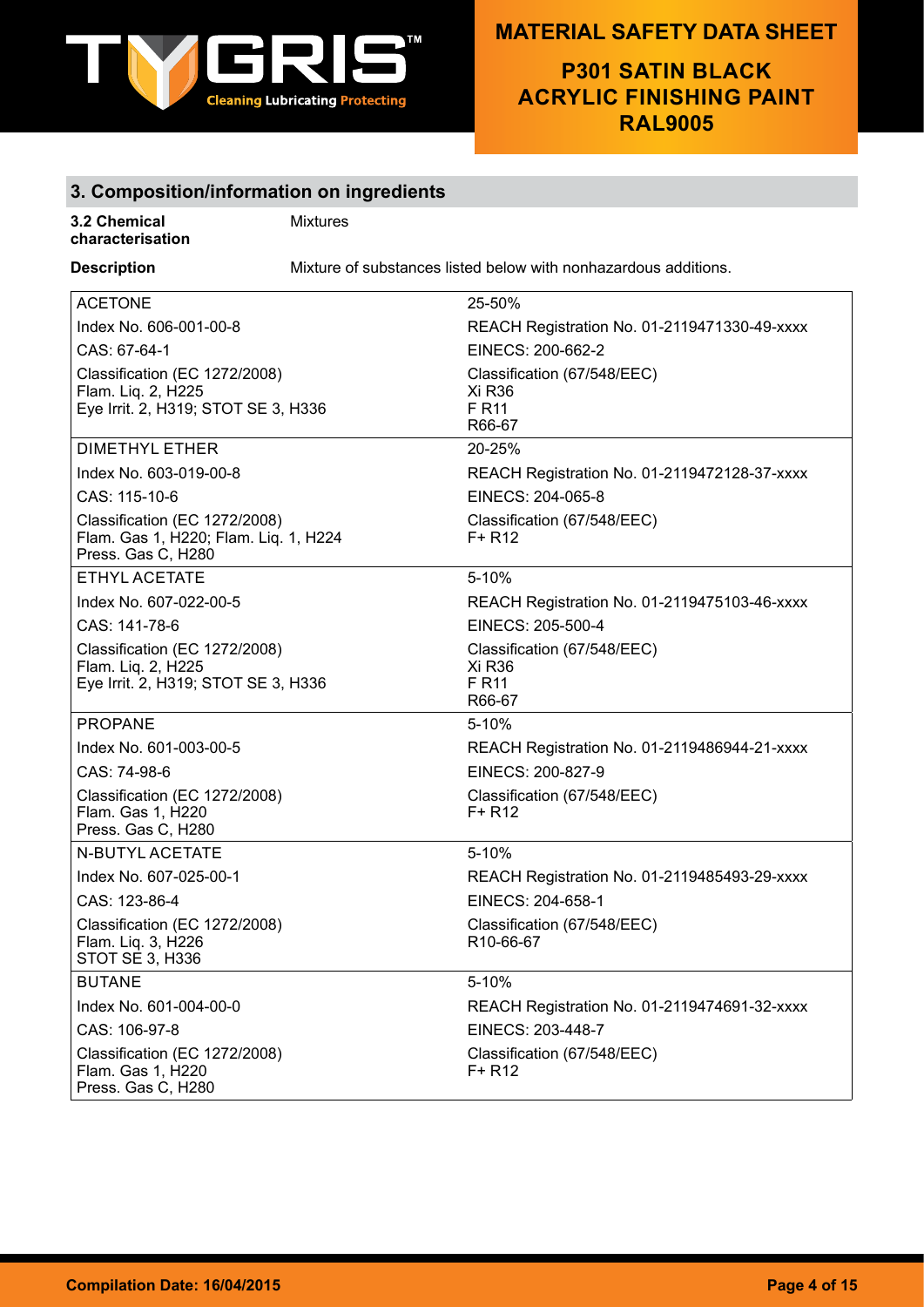## 3. Composition/information on ingredients

**3.2 Chemical characterisation** Mixtures

**Description** Mixture of substances listed below with nonhazardous additions.

| | |
|---|---|
| ACETONE | 25-50% |
| Index No. 606-001-00-8 | REACH Registration No. 01-2119471330-49-xxxx |
| CAS: 67-64-1 | EINECS: 200-662-2 |
| Classification (EC 1272/2008)<br>Flam. Liq. 2, H225<br>Eye Irrit. 2, H319; STOT SE 3, H336 | Classification (67/548/EEC)<br>Xi R36<br>F R11<br>R66-67 |
| DIMETHYL ETHER | 20-25% |
| Index No. 603-019-00-8 | REACH Registration No. 01-2119472128-37-xxxx |
| CAS: 115-10-6 | EINECS: 204-065-8 |
| Classification (EC 1272/2008)<br>Flam. Gas 1, H220; Flam. Liq. 1, H224<br>Press. Gas C, H280 | Classification (67/548/EEC)<br>F+ R12 |
| ETHYL ACETATE | 5-10% |
| Index No. 607-022-00-5 | REACH Registration No. 01-2119475103-46-xxxx |
| CAS: 141-78-6 | EINECS: 205-500-4 |
| Classification (EC 1272/2008)<br>Flam. Liq. 2, H225<br>Eye Irrit. 2, H319; STOT SE 3, H336 | Classification (67/548/EEC)<br>Xi R36<br>F R11<br>R66-67 |
| PROPANE | 5-10% |
| Index No. 601-003-00-5 | REACH Registration No. 01-2119486944-21-xxxx |
| CAS: 74-98-6 | EINECS: 200-827-9 |
| Classification (EC 1272/2008)<br>Flam. Gas 1, H220<br>Press. Gas C, H280 | Classification (67/548/EEC)<br>F+ R12 |
| N-BUTYL ACETATE | 5-10% |
| Index No. 607-025-00-1 | REACH Registration No. 01-2119485493-29-xxxx |
| CAS: 123-86-4 | EINECS: 204-658-1 |
| Classification (EC 1272/2008)<br>Flam. Liq. 3, H226<br>STOT SE 3, H336 | Classification (67/548/EEC)<br>R10-66-67 |
| BUTANE | 5-10% |
| Index No. 601-004-00-0 | REACH Registration No. 01-2119474691-32-xxxx |
| CAS: 106-97-8 | EINECS: 203-448-7 |
| Classification (EC 1272/2008)<br>Flam. Gas 1, H220<br>Press. Gas C, H280 | Classification (67/548/EEC)<br>F+ R12 |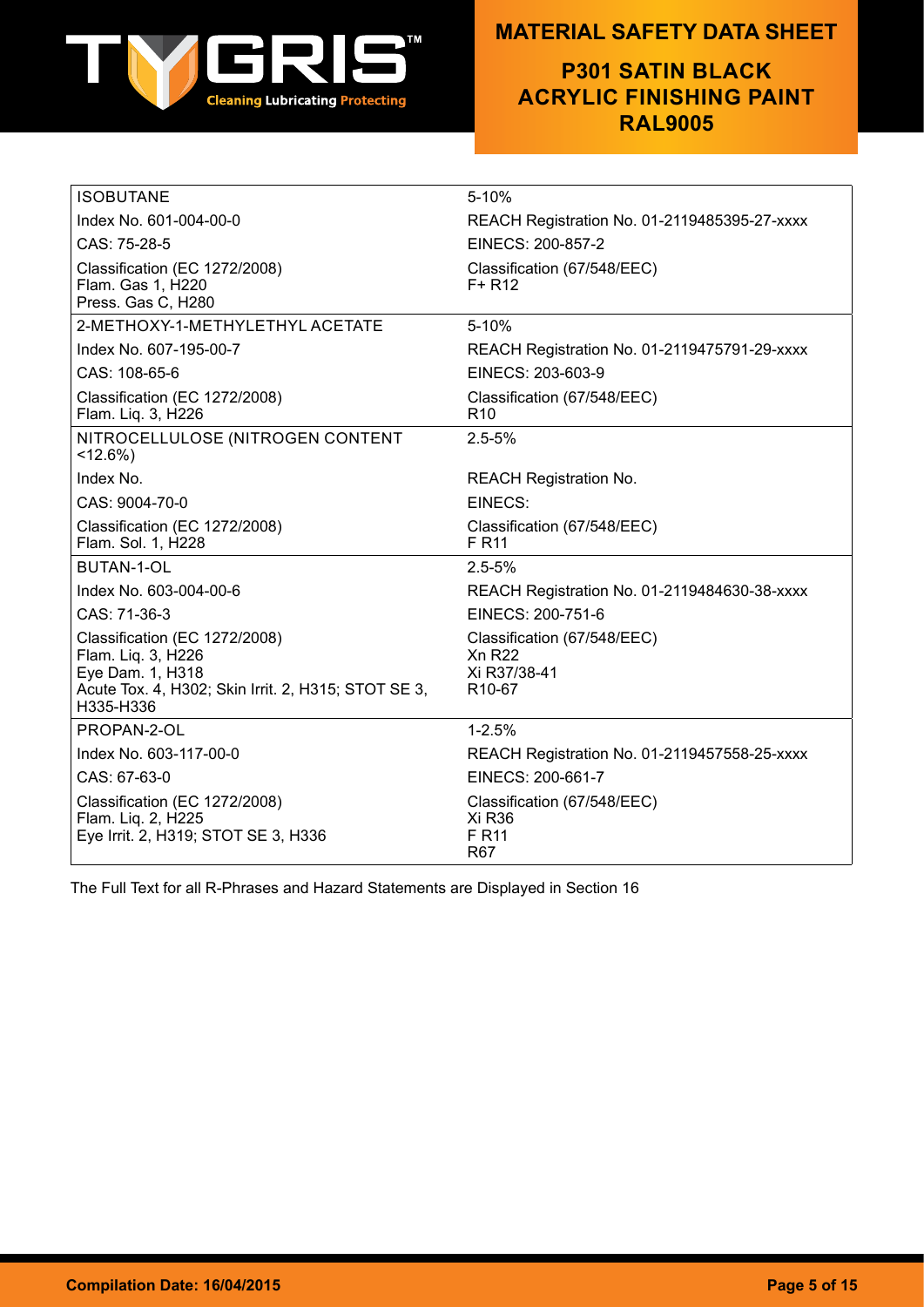| | |
|---|---|
| ISOBUTANE | 5-10% |
| Index No. 601-004-00-0 | REACH Registration No. 01-2119485395-27-xxxx |
| CAS: 75-28-5 | EINECS: 200-857-2 |
| Classification (EC 1272/2008)<br>Flam. Gas 1, H220<br>Press. Gas C, H280 | Classification (67/548/EEC)<br>F+ R12 |
| 2-METHOXY-1-METHYLETHYL ACETATE | 5-10% |
| Index No. 607-195-00-7 | REACH Registration No. 01-2119475791-29-xxxx |
| CAS: 108-65-6 | EINECS: 203-603-9 |
| Classification (EC 1272/2008)<br>Flam. Liq. 3, H226 | Classification (67/548/EEC)<br>R10 |
| NITROCELLULOSE (NITROGEN CONTENT <12.6%) | 2.5-5% |
| Index No. | REACH Registration No. |
| CAS: 9004-70-0 | EINECS: |
| Classification (EC 1272/2008)<br>Flam. Sol. 1, H228 | Classification (67/548/EEC)<br>F R11 |
| BUTAN-1-OL | 2.5-5% |
| Index No. 603-004-00-6 | REACH Registration No. 01-2119484630-38-xxxx |
| CAS: 71-36-3 | EINECS: 200-751-6 |
| Classification (EC 1272/2008)<br>Flam. Liq. 3, H226<br>Eye Dam. 1, H318<br>Acute Tox. 4, H302; Skin Irrit. 2, H315; STOT SE 3, H335-H336 | Classification (67/548/EEC)<br>Xn R22<br>Xi R37/38-41<br>R10-67 |
| PROPAN-2-OL | 1-2.5% |
| Index No. 603-117-00-0 | REACH Registration No. 01-2119457558-25-xxxx |
| CAS: 67-63-0 | EINECS: 200-661-7 |
| Classification (EC 1272/2008)<br>Flam. Liq. 2, H225<br>Eye Irrit. 2, H319; STOT SE 3, H336 | Classification (67/548/EEC)<br>Xi R36<br>F R11<br>R67 |

The Full Text for all R-Phrases and Hazard Statements are Displayed in Section 16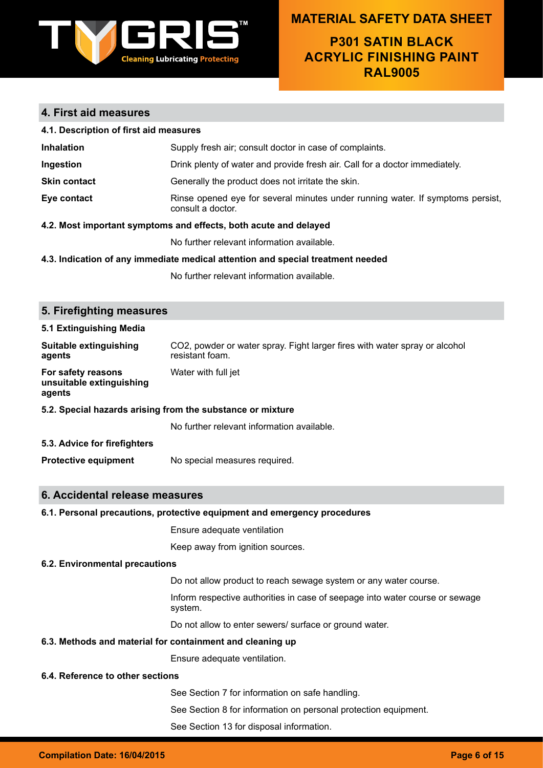## 4. First aid measures

### 4.1. Description of first aid measures

| | |
|---|---|
| **Inhalation** | Supply fresh air; consult doctor in case of complaints. |
| **Ingestion** | Drink plenty of water and provide fresh air. Call for a doctor immediately. |
| **Skin contact** | Generally the product does not irritate the skin. |
| **Eye contact** | Rinse opened eye for several minutes under running water. If symptoms persist, consult a doctor. |

### 4.2. Most important symptoms and effects, both acute and delayed

No further relevant information available.

### 4.3. Indication of any immediate medical attention and special treatment needed

No further relevant information available.

## 5. Firefighting measures

### 5.1 Extinguishing Media

| | |
|---|---|
| **Suitable extinguishing agents** | $CO_2$, powder or water spray. Fight larger fires with water spray or alcohol resistant foam. |
| **For safety reasons unsuitable extinguishing agents** | Water with full jet |

### 5.2. Special hazards arising from the substance or mixture

No further relevant information available.

### 5.3. Advice for firefighters

| | |
|---|---|
| **Protective equipment** | No special measures required. |

## 6. Accidental release measures

### 6.1. Personal precautions, protective equipment and emergency procedures

Ensure adequate ventilation

Keep away from ignition sources.

### 6.2. Environmental precautions

Do not allow product to reach sewage system or any water course.

Inform respective authorities in case of seepage into water course or sewage system.

Do not allow to enter sewers/ surface or ground water.

### 6.3. Methods and material for containment and cleaning up

Ensure adequate ventilation.

### 6.4. Reference to other sections

See Section 7 for information on safe handling.

See Section 8 for information on personal protection equipment.

See Section 13 for disposal information.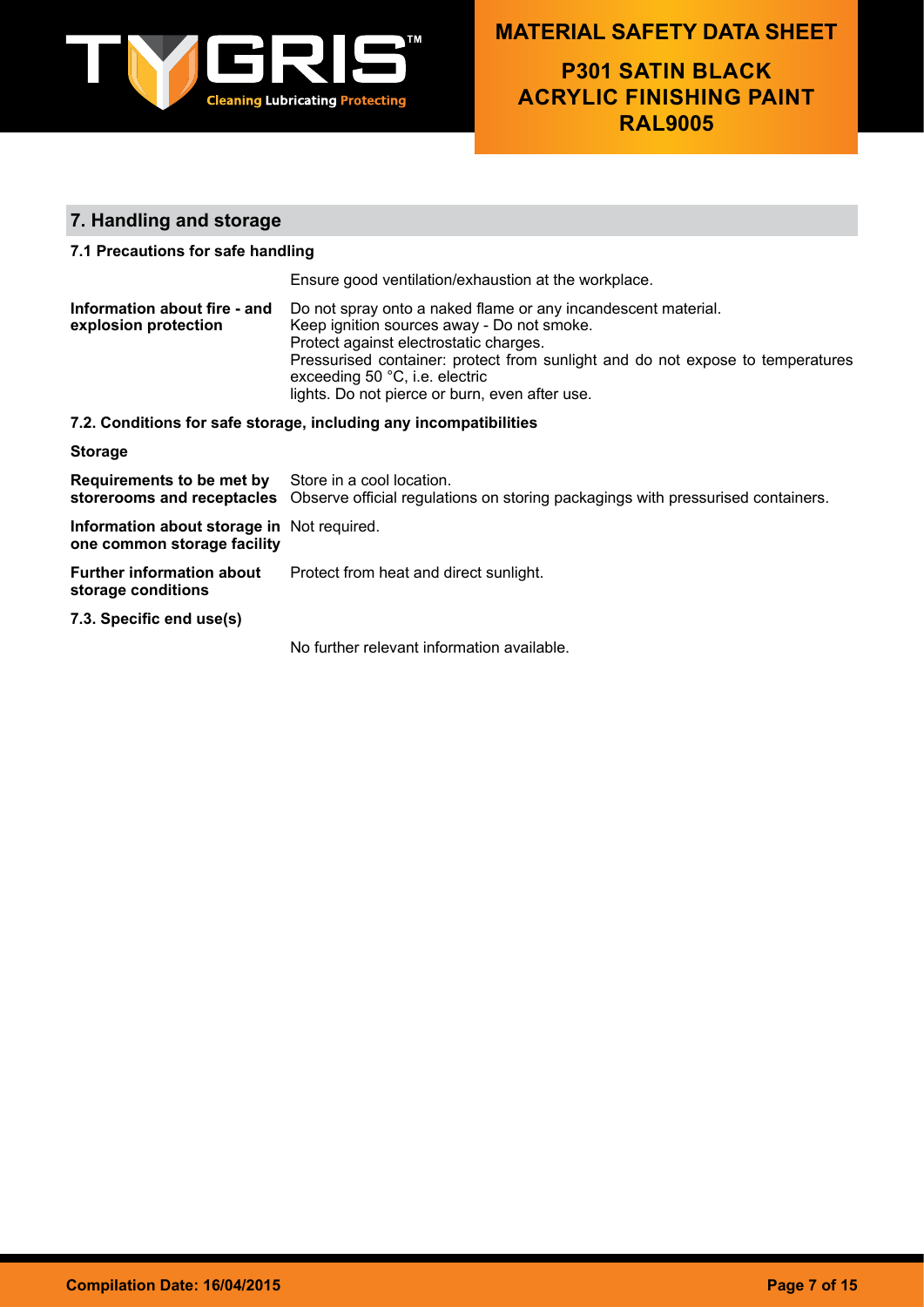## 7. Handling and storage

### 7.1 Precautions for safe handling

Ensure good ventilation/exhaustion at the workplace.

**Information about fire - and explosion protection**

Do not spray onto a naked flame or any incandescent material.
Keep ignition sources away - Do not smoke.
Protect against electrostatic charges.
Pressurised container: protect from sunlight and do not expose to temperatures exceeding 50 °C, i.e. electric lights. Do not pierce or burn, even after use.

### 7.2. Conditions for safe storage, including any incompatibilities

**Storage**

**Requirements to be met by storerooms and receptacles**

Store in a cool location.
Observe official regulations on storing packagings with pressurised containers.

**Information about storage in one common storage facility**

Not required.

**Further information about storage conditions**

Protect from heat and direct sunlight.

### 7.3. Specific end use(s)

No further relevant information available.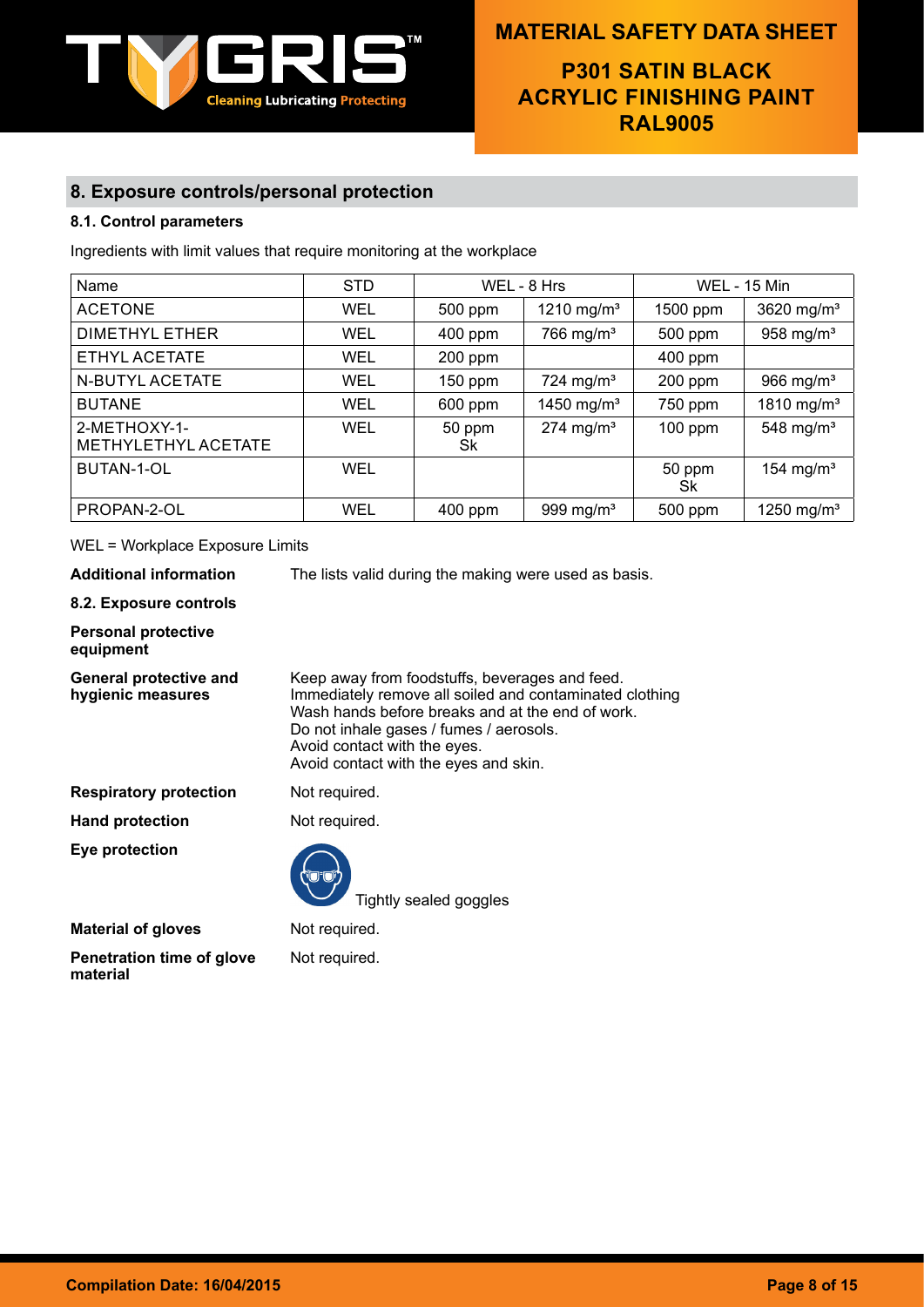## 8. Exposure controls/personal protection

### 8.1. Control parameters

Ingredients with limit values that require monitoring at the workplace

| Name | STD | WEL - 8 Hrs | | WEL - 15 Min | |
|---|---|---|---|---|---|
| ACETONE | WEL | 500 ppm | 1210 mg/m³ | 1500 ppm | 3620 mg/m³ |
| DIMETHYL ETHER | WEL | 400 ppm | 766 mg/m³ | 500 ppm | 958 mg/m³ |
| ETHYL ACETATE | WEL | 200 ppm | | 400 ppm | |
| N-BUTYL ACETATE | WEL | 150 ppm | 724 mg/m³ | 200 ppm | 966 mg/m³ |
| BUTANE | WEL | 600 ppm | 1450 mg/m³ | 750 ppm | 1810 mg/m³ |
| 2-METHOXY-1-METHYLETHYL ACETATE | WEL | 50 ppm Sk | 274 mg/m³ | 100 ppm | 548 mg/m³ |
| BUTAN-1-OL | WEL | | | 50 ppm Sk | 154 mg/m³ |
| PROPAN-2-OL | WEL | 400 ppm | 999 mg/m³ | 500 ppm | 1250 mg/m³ |

WEL = Workplace Exposure Limits

**Additional information** The lists valid during the making were used as basis.

**8.2. Exposure controls**

**Personal protective equipment**

**General protective and hygienic measures**
Keep away from foodstuffs, beverages and feed.
Immediately remove all soiled and contaminated clothing
Wash hands before breaks and at the end of work.
Do not inhale gases / fumes / aerosols.
Avoid contact with the eyes.
Avoid contact with the eyes and skin.

**Respiratory protection** Not required.

**Hand protection** Not required.

**Eye protection** Tightly sealed goggles

**Material of gloves** Not required.

**Penetration time of glove material** Not required.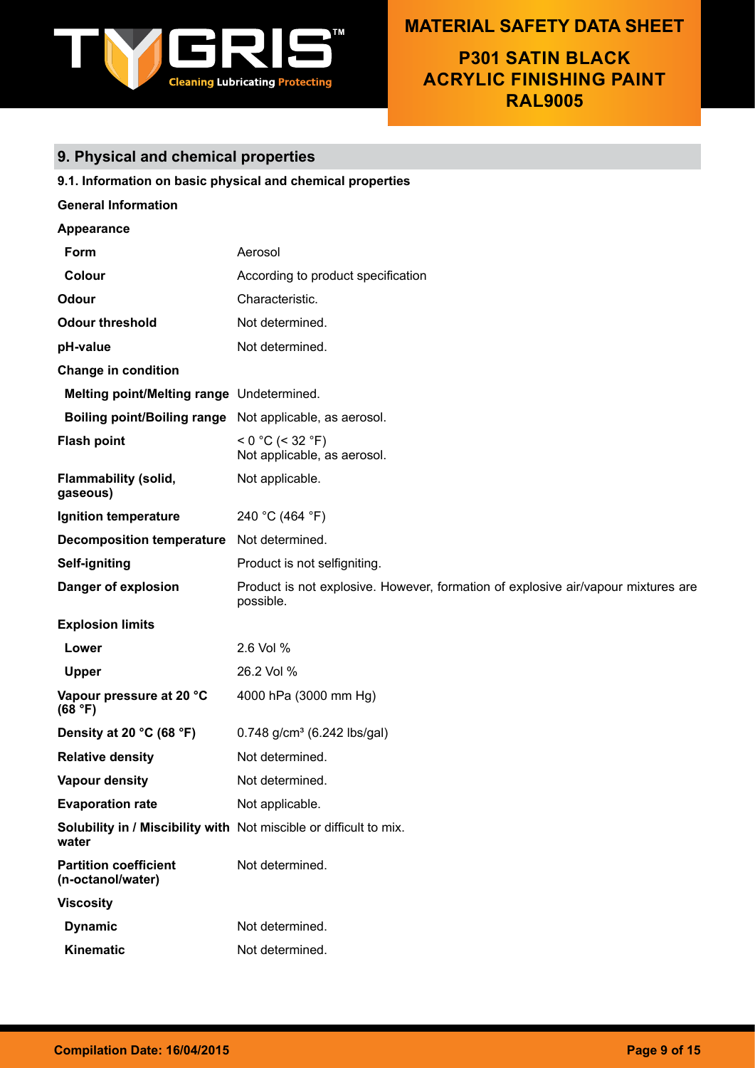## 9. Physical and chemical properties

**9.1. Information on basic physical and chemical properties**

**General Information**

| | |
|---|---|
| **Appearance** | |
| **Form** | Aerosol |
| **Colour** | According to product specification |
| **Odour** | Characteristic. |
| **Odour threshold** | Not determined. |
| **pH-value** | Not determined. |
| **Change in condition** | |
| **Melting point/Melting range** | Undetermined. |
| **Boiling point/Boiling range** | Not applicable, as aerosol. |
| **Flash point** | < 0 °C (< 32 °F)<br>Not applicable, as aerosol. |
| **Flammability (solid, gaseous)** | Not applicable. |
| **Ignition temperature** | 240 °C (464 °F) |
| **Decomposition temperature** | Not determined. |
| **Self-igniting** | Product is not selfigniting. |
| **Danger of explosion** | Product is not explosive. However, formation of explosive air/vapour mixtures are possible. |
| **Explosion limits** | |
| **Lower** | 2.6 Vol % |
| **Upper** | 26.2 Vol % |
| **Vapour pressure at 20 °C (68 °F)** | 4000 hPa (3000 mm Hg) |
| **Density at 20 °C (68 °F)** | 0.748 g/cm³ (6.242 lbs/gal) |
| **Relative density** | Not determined. |
| **Vapour density** | Not determined. |
| **Evaporation rate** | Not applicable. |
| **Solubility in / Miscibility with water** | Not miscible or difficult to mix. |
| **Partition coefficient (n-octanol/water)** | Not determined. |
| **Viscosity** | |
| **Dynamic** | Not determined. |
| **Kinematic** | Not determined. |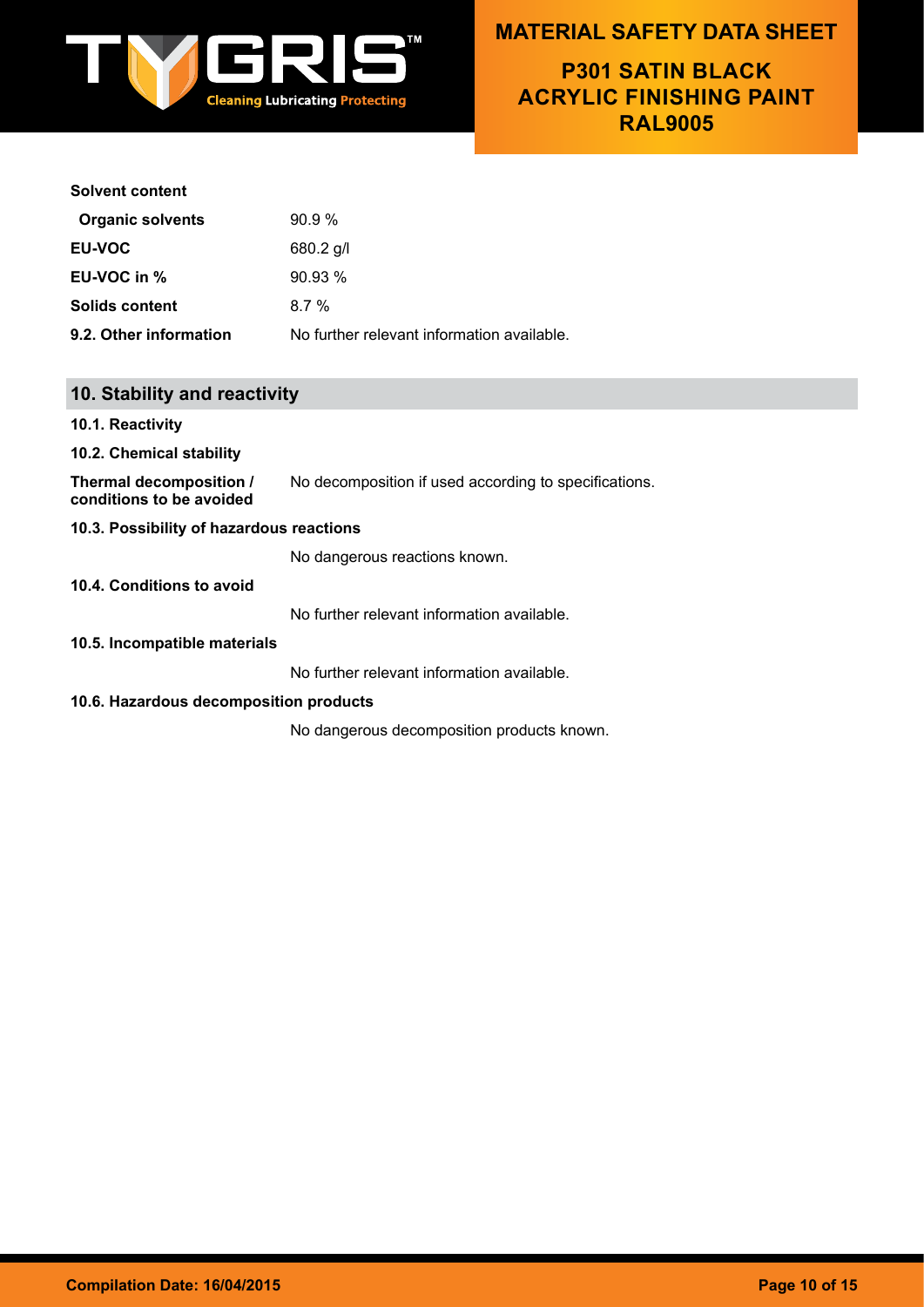**Solvent content**

| | |
|---|---|
| **Organic solvents** | 90.9 % |
| **EU-VOC** | 680.2 g/l |
| **EU-VOC in %** | 90.93 % |
| **Solids content** | 8.7 % |
| **9.2. Other information** | No further relevant information available. |

## 10. Stability and reactivity

**10.1. Reactivity**

**10.2. Chemical stability**

**Thermal decomposition / conditions to be avoided** No decomposition if used according to specifications.

**10.3. Possibility of hazardous reactions**

No dangerous reactions known.

**10.4. Conditions to avoid**

No further relevant information available.

**10.5. Incompatible materials**

No further relevant information available.

**10.6. Hazardous decomposition products**

No dangerous decomposition products known.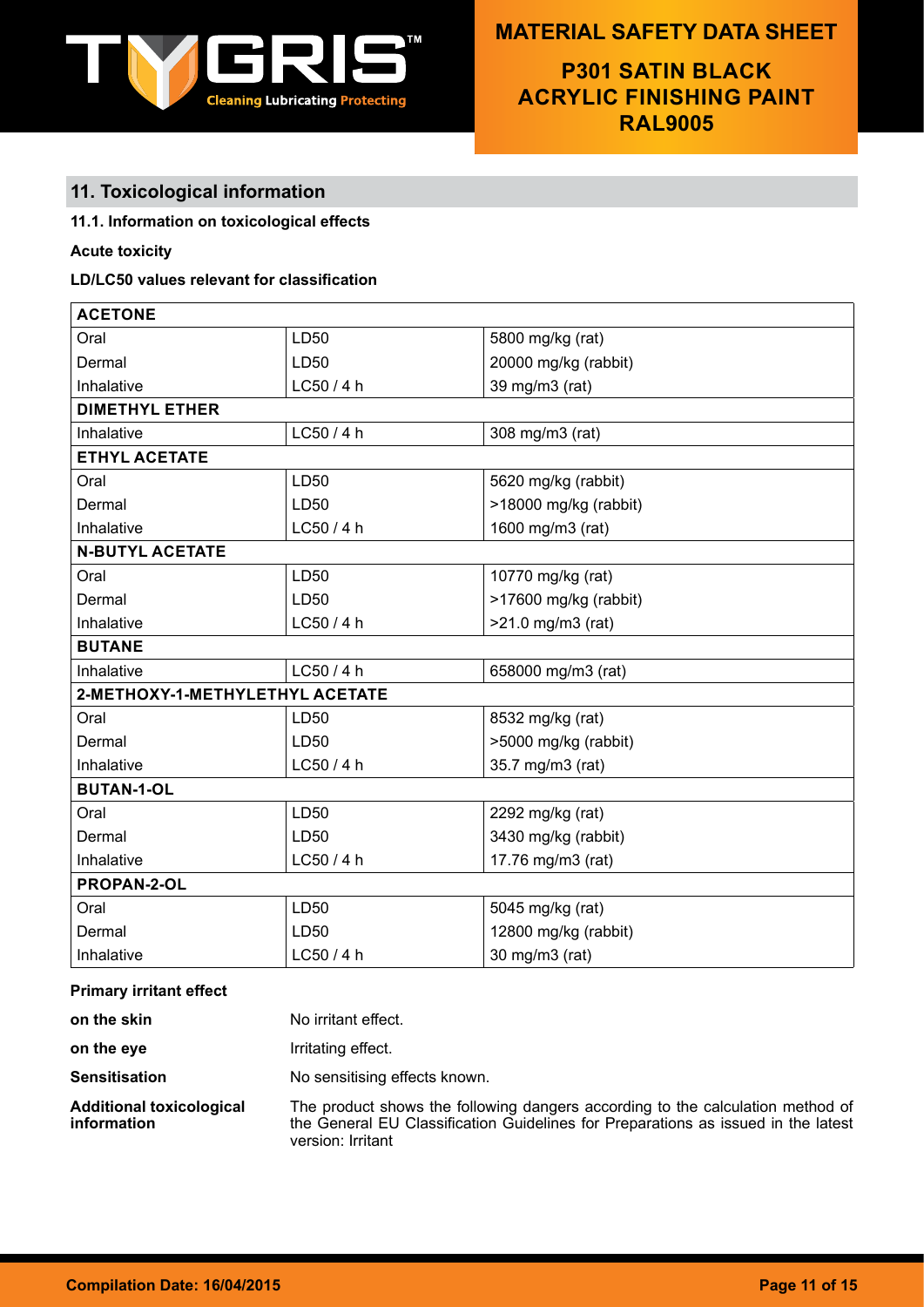## 11. Toxicological information

**11.1. Information on toxicological effects**

**Acute toxicity**

**LD/LC50 values relevant for classification**

| ACETONE | | |
|---|---|---|
| Oral | LD50 | 5800 mg/kg (rat) |
| Dermal | LD50 | 20000 mg/kg (rabbit) |
| Inhalative | LC50 / 4 h | 39 mg/m3 (rat) |
| **DIMETHYL ETHER** | | |
| Inhalative | LC50 / 4 h | 308 mg/m3 (rat) |
| **ETHYL ACETATE** | | |
| Oral | LD50 | 5620 mg/kg (rabbit) |
| Dermal | LD50 | >18000 mg/kg (rabbit) |
| Inhalative | LC50 / 4 h | 1600 mg/m3 (rat) |
| **N-BUTYL ACETATE** | | |
| Oral | LD50 | 10770 mg/kg (rat) |
| Dermal | LD50 | >17600 mg/kg (rabbit) |
| Inhalative | LC50 / 4 h | >21.0 mg/m3 (rat) |
| **BUTANE** | | |
| Inhalative | LC50 / 4 h | 658000 mg/m3 (rat) |
| **2-METHOXY-1-METHYLETHYL ACETATE** | | |
| Oral | LD50 | 8532 mg/kg (rat) |
| Dermal | LD50 | >5000 mg/kg (rabbit) |
| Inhalative | LC50 / 4 h | 35.7 mg/m3 (rat) |
| **BUTAN-1-OL** | | |
| Oral | LD50 | 2292 mg/kg (rat) |
| Dermal | LD50 | 3430 mg/kg (rabbit) |
| Inhalative | LC50 / 4 h | 17.76 mg/m3 (rat) |
| **PROPAN-2-OL** | | |
| Oral | LD50 | 5045 mg/kg (rat) |
| Dermal | LD50 | 12800 mg/kg (rabbit) |
| Inhalative | LC50 / 4 h | 30 mg/m3 (rat) |

**Primary irritant effect**

**on the skin** No irritant effect.

**on the eye** Irritating effect.

**Sensitisation** No sensitising effects known.

**Additional toxicological information** The product shows the following dangers according to the calculation method of the General EU Classification Guidelines for Preparations as issued in the latest version: Irritant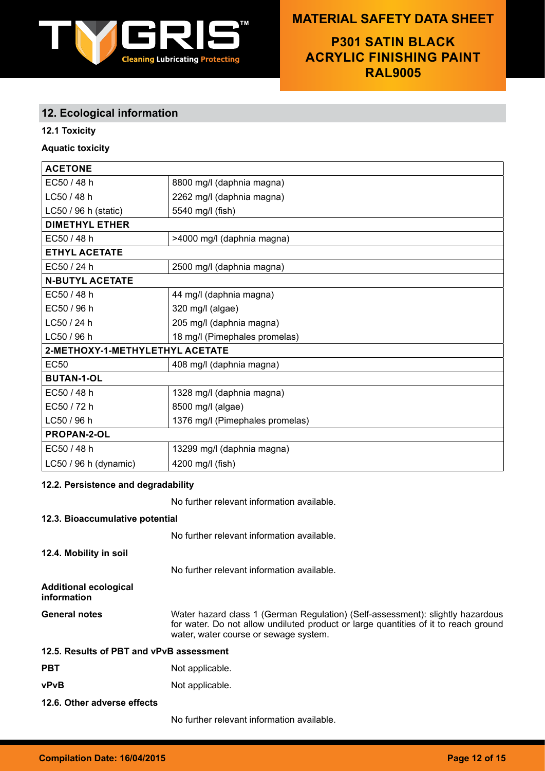## 12. Ecological information

### 12.1 Toxicity

**Aquatic toxicity**

| **ACETONE** | |
|---|---|
| EC50 / 48 h | 8800 mg/l (daphnia magna) |
| LC50 / 48 h | 2262 mg/l (daphnia magna) |
| LC50 / 96 h (static) | 5540 mg/l (fish) |
| **DIMETHYL ETHER** | |
| EC50 / 48 h | >4000 mg/l (daphnia magna) |
| **ETHYL ACETATE** | |
| EC50 / 24 h | 2500 mg/l (daphnia magna) |
| **N-BUTYL ACETATE** | |
| EC50 / 48 h | 44 mg/l (daphnia magna) |
| EC50 / 96 h | 320 mg/l (algae) |
| LC50 / 24 h | 205 mg/l (daphnia magna) |
| LC50 / 96 h | 18 mg/l (Pimephales promelas) |
| **2-METHOXY-1-METHYLETHYL ACETATE** | |
| EC50 | 408 mg/l (daphnia magna) |
| **BUTAN-1-OL** | |
| EC50 / 48 h | 1328 mg/l (daphnia magna) |
| EC50 / 72 h | 8500 mg/l (algae) |
| LC50 / 96 h | 1376 mg/l (Pimephales promelas) |
| **PROPAN-2-OL** | |
| EC50 / 48 h | 13299 mg/l (daphnia magna) |
| LC50 / 96 h (dynamic) | 4200 mg/l (fish) |

### 12.2. Persistence and degradability

No further relevant information available.

### 12.3. Bioaccumulative potential

No further relevant information available.

### 12.4. Mobility in soil

No further relevant information available.

**Additional ecological information**

**General notes** Water hazard class 1 (German Regulation) (Self-assessment): slightly hazardous for water. Do not allow undiluted product or large quantities of it to reach ground water, water course or sewage system.

### 12.5. Results of PBT and vPvB assessment

**PBT** Not applicable.

**vPvB** Not applicable.

### 12.6. Other adverse effects

No further relevant information available.

**Compilation Date: 16/04/2015**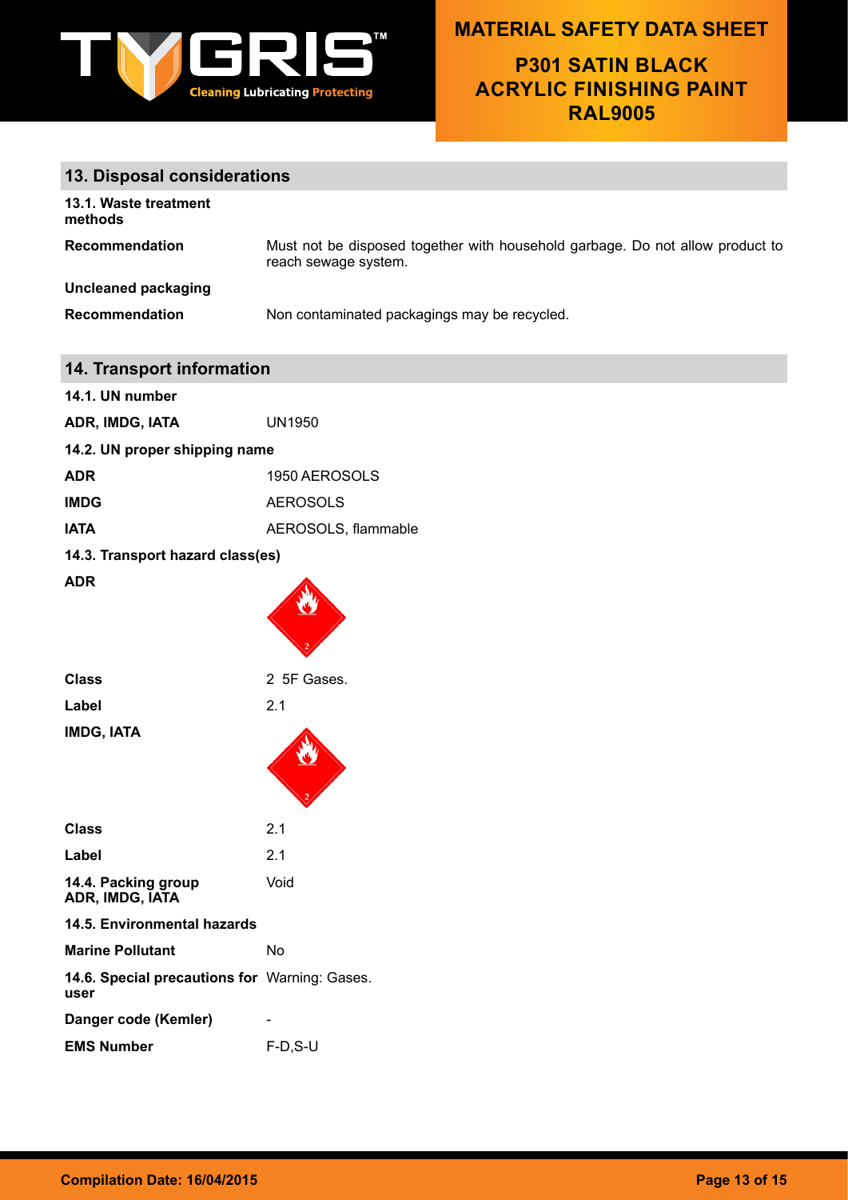## 13. Disposal considerations

**13.1. Waste treatment methods**

| | |
|---|---|
| **Recommendation** | Must not be disposed together with household garbage. Do not allow product to reach sewage system. |
| **Uncleaned packaging** | |
| **Recommendation** | Non contaminated packagings may be recycled. |

## 14. Transport information

**14.1. UN number**

| | |
|---|---|
| **ADR, IMDG, IATA** | UN1950 |

**14.2. UN proper shipping name**

| | |
|---|---|
| **ADR** | 1950 AEROSOLS |
| **IMDG** | AEROSOLS |
| **IATA** | AEROSOLS, flammable |

**14.3. Transport hazard class(es)**

**ADR**

| | |
|---|---|
| **Class** | 2 5F Gases. |
| **Label** | 2.1 |

**IMDG, IATA**

| | |
|---|---|
| **Class** | 2.1 |
| **Label** | 2.1 |
| **14.4. Packing group ADR, IMDG, IATA** | Void |

**14.5. Environmental hazards**

| | |
|---|---|
| **Marine Pollutant** | No |
| **14.6. Special precautions for user** | Warning: Gases. |
| **Danger code (Kemler)** | - |
| **EMS Number** | F-D,S-U |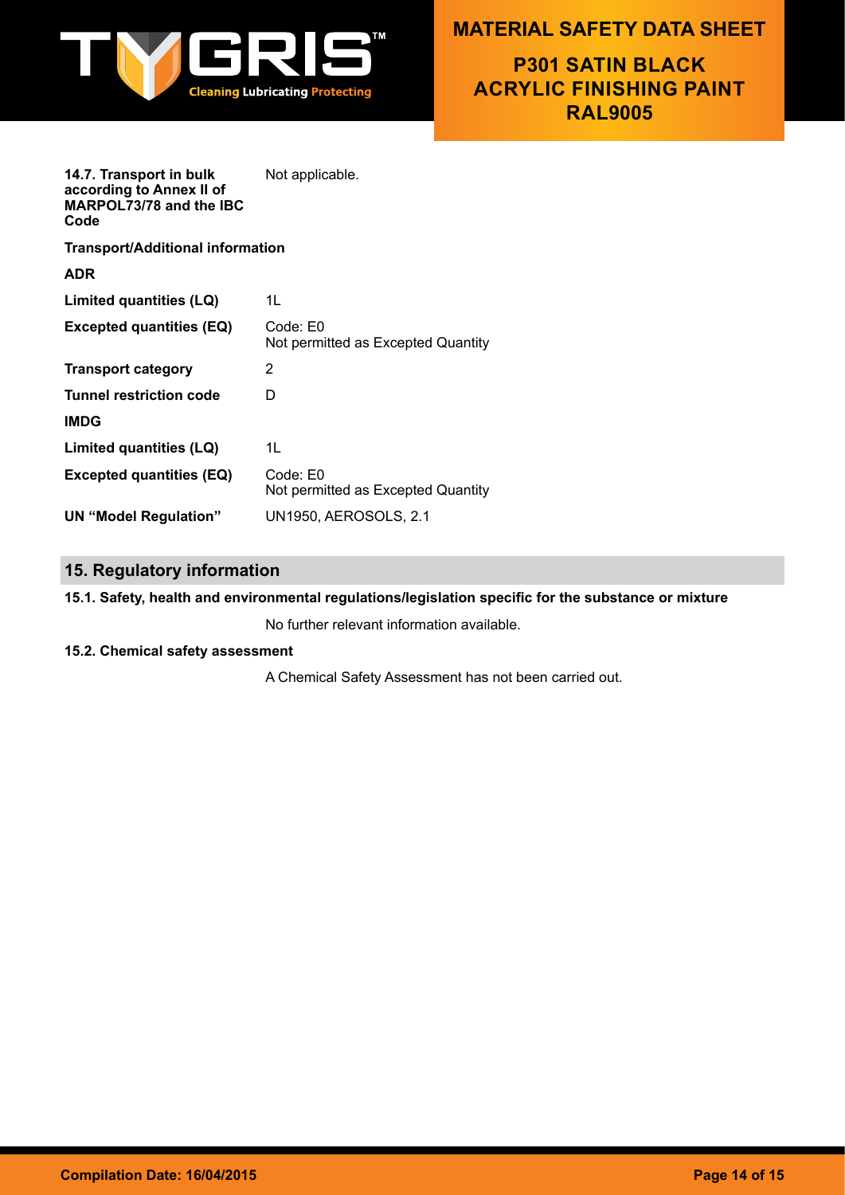**14.7. Transport in bulk according to Annex II of MARPOL73/78 and the IBC Code** Not applicable.

**Transport/Additional information**

**ADR**

| | |
|---|---|
| **Limited quantities (LQ)** | 1L |
| **Excepted quantities (EQ)** | Code: E0<br>Not permitted as Excepted Quantity |
| **Transport category** | 2 |
| **Tunnel restriction code** | D |

**IMDG**

| | |
|---|---|
| **Limited quantities (LQ)** | 1L |
| **Excepted quantities (EQ)** | Code: E0<br>Not permitted as Excepted Quantity |
| **UN "Model Regulation"** | UN1950, AEROSOLS, 2.1 |

## 15. Regulatory information

**15.1. Safety, health and environmental regulations/legislation specific for the substance or mixture**

No further relevant information available.

**15.2. Chemical safety assessment**

A Chemical Safety Assessment has not been carried out.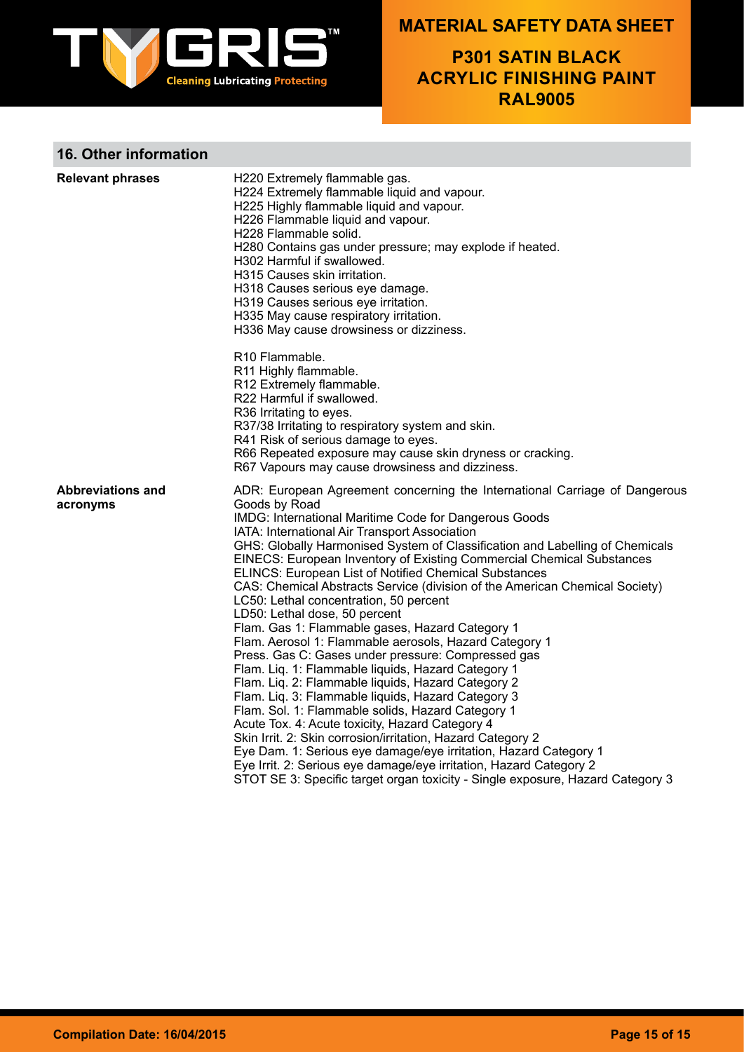## 16. Other information

| | |
|---|---|
| **Relevant phrases** | H220 Extremely flammable gas.<br>H224 Extremely flammable liquid and vapour.<br>H225 Highly flammable liquid and vapour.<br>H226 Flammable liquid and vapour.<br>H228 Flammable solid.<br>H280 Contains gas under pressure; may explode if heated.<br>H302 Harmful if swallowed.<br>H315 Causes skin irritation.<br>H318 Causes serious eye damage.<br>H319 Causes serious eye irritation.<br>H335 May cause respiratory irritation.<br>H336 May cause drowsiness or dizziness.<br><br>R10 Flammable.<br>R11 Highly flammable.<br>R12 Extremely flammable.<br>R22 Harmful if swallowed.<br>R36 Irritating to eyes.<br>R37/38 Irritating to respiratory system and skin.<br>R41 Risk of serious damage to eyes.<br>R66 Repeated exposure may cause skin dryness or cracking.<br>R67 Vapours may cause drowsiness and dizziness. |
| **Abbreviations and acronyms** | ADR: European Agreement concerning the International Carriage of Dangerous Goods by Road<br>IMDG: International Maritime Code for Dangerous Goods<br>IATA: International Air Transport Association<br>GHS: Globally Harmonised System of Classification and Labelling of Chemicals<br>EINECS: European Inventory of Existing Commercial Chemical Substances<br>ELINCS: European List of Notified Chemical Substances<br>CAS: Chemical Abstracts Service (division of the American Chemical Society)<br>LC50: Lethal concentration, 50 percent<br>LD50: Lethal dose, 50 percent<br>Flam. Gas 1: Flammable gases, Hazard Category 1<br>Flam. Aerosol 1: Flammable aerosols, Hazard Category 1<br>Press. Gas C: Gases under pressure: Compressed gas<br>Flam. Liq. 1: Flammable liquids, Hazard Category 1<br>Flam. Liq. 2: Flammable liquids, Hazard Category 2<br>Flam. Liq. 3: Flammable liquids, Hazard Category 3<br>Flam. Sol. 1: Flammable solids, Hazard Category 1<br>Acute Tox. 4: Acute toxicity, Hazard Category 4<br>Skin Irrit. 2: Skin corrosion/irritation, Hazard Category 2<br>Eye Dam. 1: Serious eye damage/eye irritation, Hazard Category 1<br>Eye Irrit. 2: Serious eye damage/eye irritation, Hazard Category 2<br>STOT SE 3: Specific target organ toxicity - Single exposure, Hazard Category 3 |

**Compilation Date: 16/04/2015**